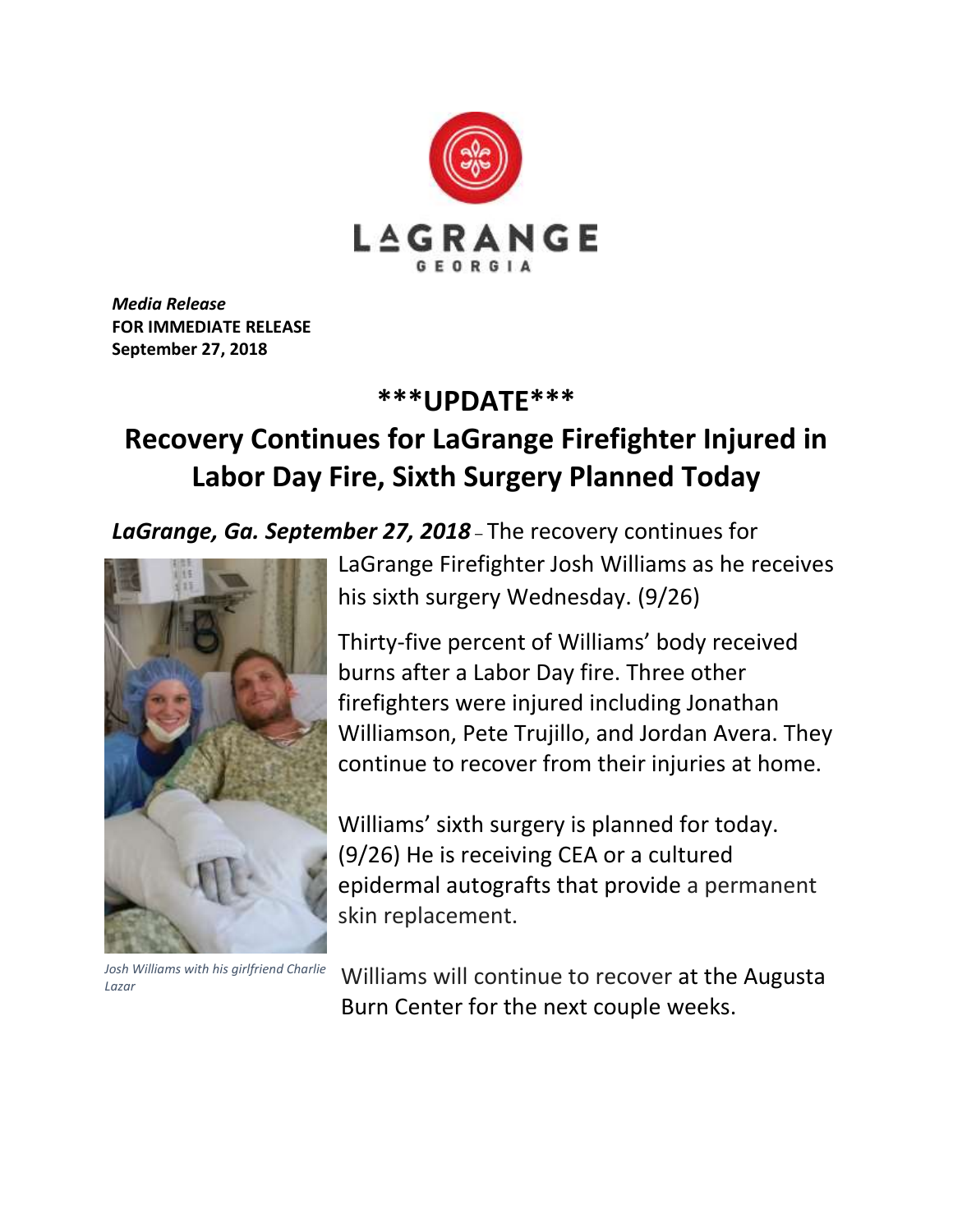LAGRANGE
GEORGIA

***Media Release***
**FOR IMMEDIATE RELEASE**
**September 27, 2018**

# ***UPDATE***

# Recovery Continues for LaGrange Firefighter Injured in Labor Day Fire, Sixth Surgery Planned Today

***LaGrange, Ga. September 27, 2018*** – The recovery continues for LaGrange Firefighter Josh Williams as he receives his sixth surgery Wednesday. (9/26)

Thirty-five percent of Williams' body received burns after a Labor Day fire. Three other firefighters were injured including Jonathan Williamson, Pete Trujillo, and Jordan Avera. They continue to recover from their injuries at home.

Williams' sixth surgery is planned for today. (9/26) He is receiving CEA or a cultured epidermal autografts that provide a permanent skin replacement.

*Josh Williams with his girlfriend Charlie Lazar*

Williams will continue to recover at the Augusta Burn Center for the next couple weeks.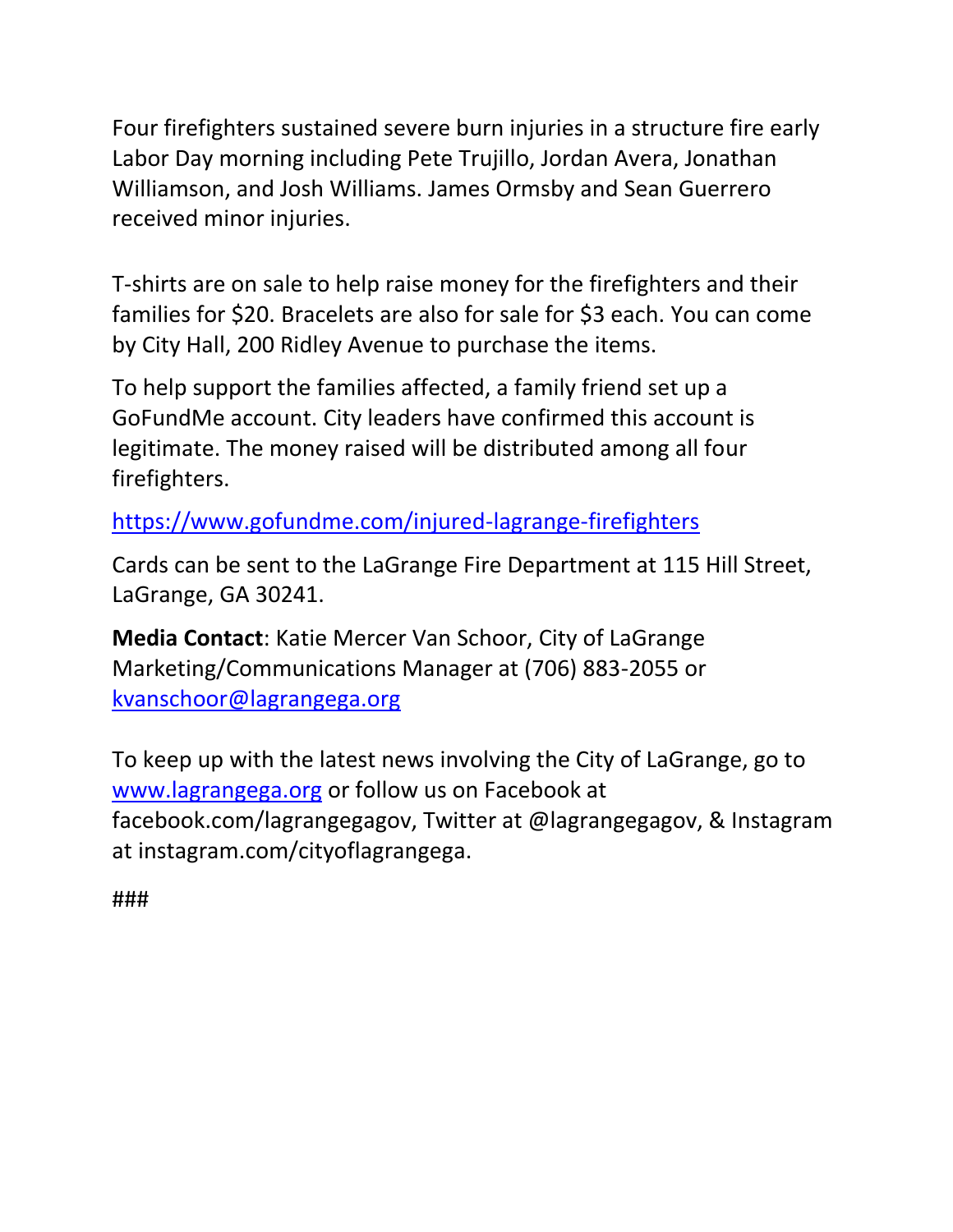Four firefighters sustained severe burn injuries in a structure fire early Labor Day morning including Pete Trujillo, Jordan Avera, Jonathan Williamson, and Josh Williams. James Ormsby and Sean Guerrero received minor injuries.

T-shirts are on sale to help raise money for the firefighters and their families for $20. Bracelets are also for sale for $3 each. You can come by City Hall, 200 Ridley Avenue to purchase the items.

To help support the families affected, a family friend set up a GoFundMe account. City leaders have confirmed this account is legitimate. The money raised will be distributed among all four firefighters.

https://www.gofundme.com/injured-lagrange-firefighters

Cards can be sent to the LaGrange Fire Department at 115 Hill Street, LaGrange, GA 30241.

**Media Contact**: Katie Mercer Van Schoor, City of LaGrange Marketing/Communications Manager at (706) 883-2055 or kvanschoor@lagrangega.org

To keep up with the latest news involving the City of LaGrange, go to www.lagrangega.org or follow us on Facebook at facebook.com/lagrangegagov, Twitter at @lagrangegagov, & Instagram at instagram.com/cityoflagrangega.

###